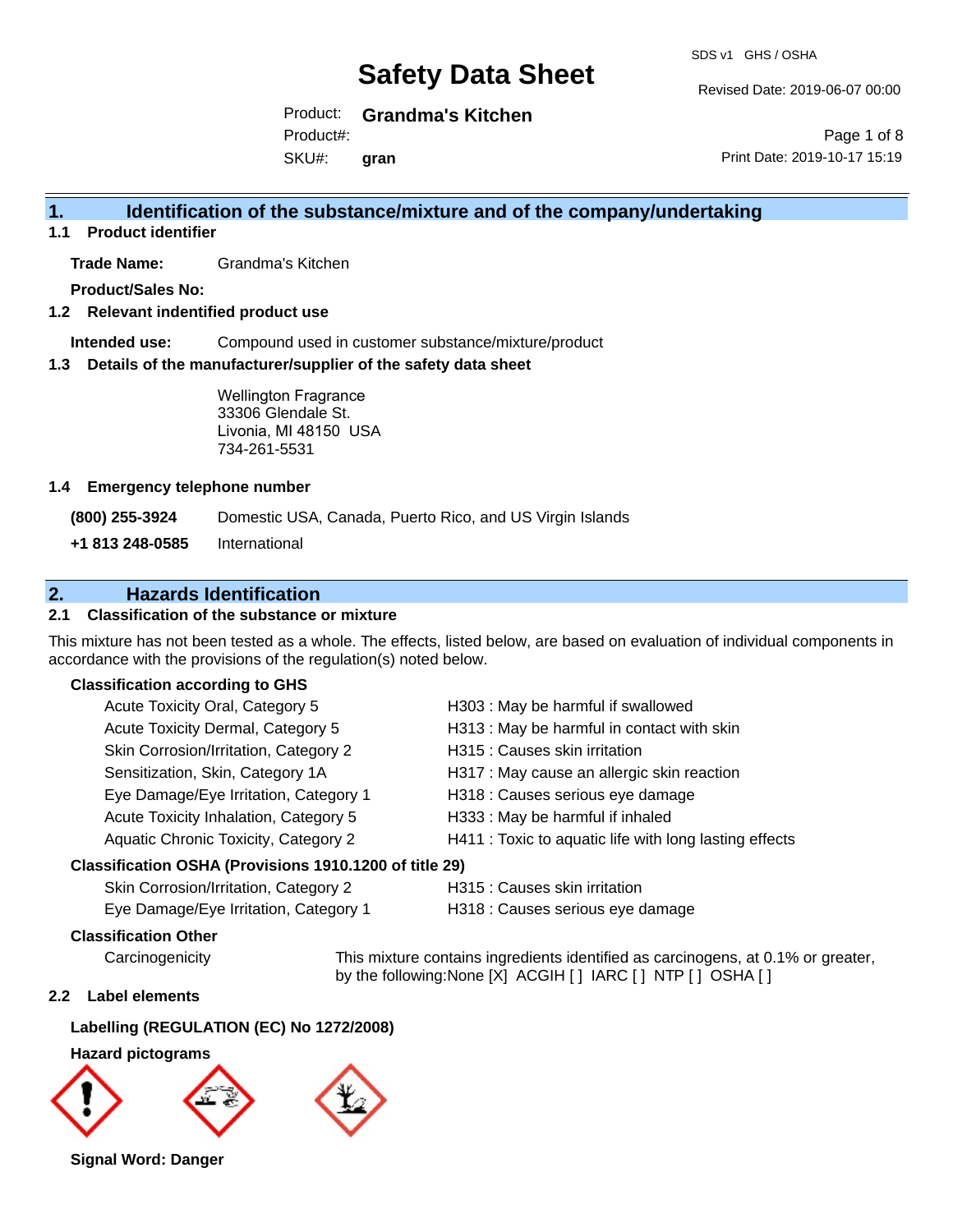# Safety Data Sheet

SDS v1 GHS / OSHA

Revised Date: 2019-06-07 00:00

Product: **Grandma's Kitchen**

Product#:

SKU#: **gran**

Print Date: 2019-10-17 15:19

## 1. Identification of the substance/mixture and of the company/undertaking

### 1.1 Product identifier

**Trade Name:** Grandma's Kitchen

**Product/Sales No:**

### 1.2 Relevant indentified product use

**Intended use:** Compound used in customer substance/mixture/product

### 1.3 Details of the manufacturer/supplier of the safety data sheet

Wellington Fragrance
33306 Glendale St.
Livonia, MI 48150 USA
734-261-5531

### 1.4 Emergency telephone number

**(800) 255-3924** Domestic USA, Canada, Puerto Rico, and US Virgin Islands

**+1 813 248-0585** International

## 2. Hazards Identification

### 2.1 Classification of the substance or mixture

This mixture has not been tested as a whole. The effects, listed below, are based on evaluation of individual components in accordance with the provisions of the regulation(s) noted below.

**Classification according to GHS**

| | |
|---|---|
| Acute Toxicity Oral, Category 5 | H303 : May be harmful if swallowed |
| Acute Toxicity Dermal, Category 5 | H313 : May be harmful in contact with skin |
| Skin Corrosion/Irritation, Category 2 | H315 : Causes skin irritation |
| Sensitization, Skin, Category 1A | H317 : May cause an allergic skin reaction |
| Eye Damage/Eye Irritation, Category 1 | H318 : Causes serious eye damage |
| Acute Toxicity Inhalation, Category 5 | H333 : May be harmful if inhaled |
| Aquatic Chronic Toxicity, Category 2 | H411 : Toxic to aquatic life with long lasting effects |

**Classification OSHA (Provisions 1910.1200 of title 29)**

| | |
|---|---|
| Skin Corrosion/Irritation, Category 2 | H315 : Causes skin irritation |
| Eye Damage/Eye Irritation, Category 1 | H318 : Causes serious eye damage |

**Classification Other**

Carcinogenicity — This mixture contains ingredients identified as carcinogens, at 0.1% or greater, by the following:None [X] ACGIH [ ] IARC [ ] NTP [ ] OSHA [ ]

### 2.2 Label elements

**Labelling (REGULATION (EC) No 1272/2008)**

**Hazard pictograms**

**Signal Word: Danger**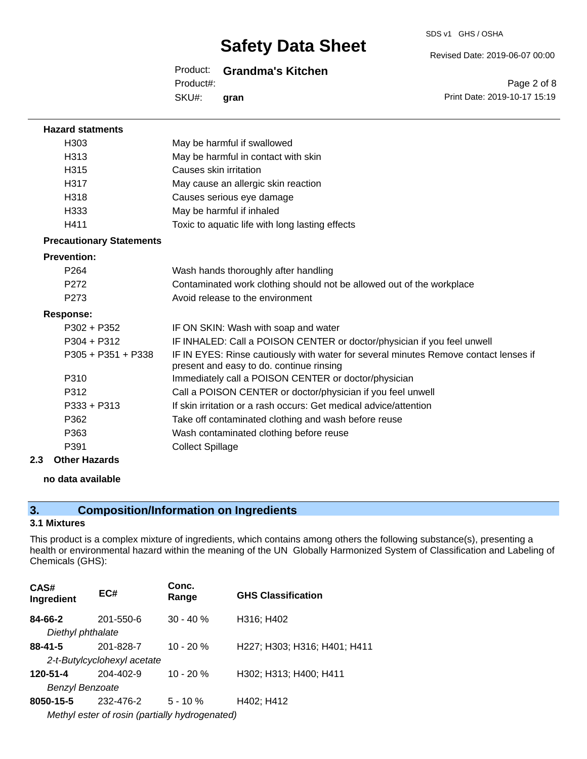**Hazard statments**

| | |
|---|---|
| H303 | May be harmful if swallowed |
| H313 | May be harmful in contact with skin |
| H315 | Causes skin irritation |
| H317 | May cause an allergic skin reaction |
| H318 | Causes serious eye damage |
| H333 | May be harmful if inhaled |
| H411 | Toxic to aquatic life with long lasting effects |

**Precautionary Statements**

**Prevention:**

| | |
|---|---|
| P264 | Wash hands thoroughly after handling |
| P272 | Contaminated work clothing should not be allowed out of the workplace |
| P273 | Avoid release to the environment |

**Response:**

| | |
|---|---|
| P302 + P352 | IF ON SKIN: Wash with soap and water |
| P304 + P312 | IF INHALED: Call a POISON CENTER or doctor/physician if you feel unwell |
| P305 + P351 + P338 | IF IN EYES: Rinse cautiously with water for several minutes Remove contact lenses if present and easy to do. continue rinsing |
| P310 | Immediately call a POISON CENTER or doctor/physician |
| P312 | Call a POISON CENTER or doctor/physician if you feel unwell |
| P333 + P313 | If skin irritation or a rash occurs: Get medical advice/attention |
| P362 | Take off contaminated clothing and wash before reuse |
| P363 | Wash contaminated clothing before reuse |
| P391 | Collect Spillage |

**2.3 Other Hazards**

**no data available**

## 3. Composition/Information on Ingredients

### 3.1 Mixtures

This product is a complex mixture of ingredients, which contains among others the following substance(s), presenting a health or environmental hazard within the meaning of the UN Globally Harmonized System of Classification and Labeling of Chemicals (GHS):

| CAS# Ingredient | EC# | Conc. Range | GHS Classification |
|---|---|---|---|
| **84-66-2** *Diethyl phthalate* | 201-550-6 | 30 - 40 % | H316; H402 |
| **88-41-5** *2-t-Butylcyclohexyl acetate* | 201-828-7 | 10 - 20 % | H227; H303; H316; H401; H411 |
| **120-51-4** *Benzyl Benzoate* | 204-402-9 | 10 - 20 % | H302; H313; H400; H411 |
| **8050-15-5** *Methyl ester of rosin (partially hydrogenated)* | 232-476-2 | 5 - 10 % | H402; H412 |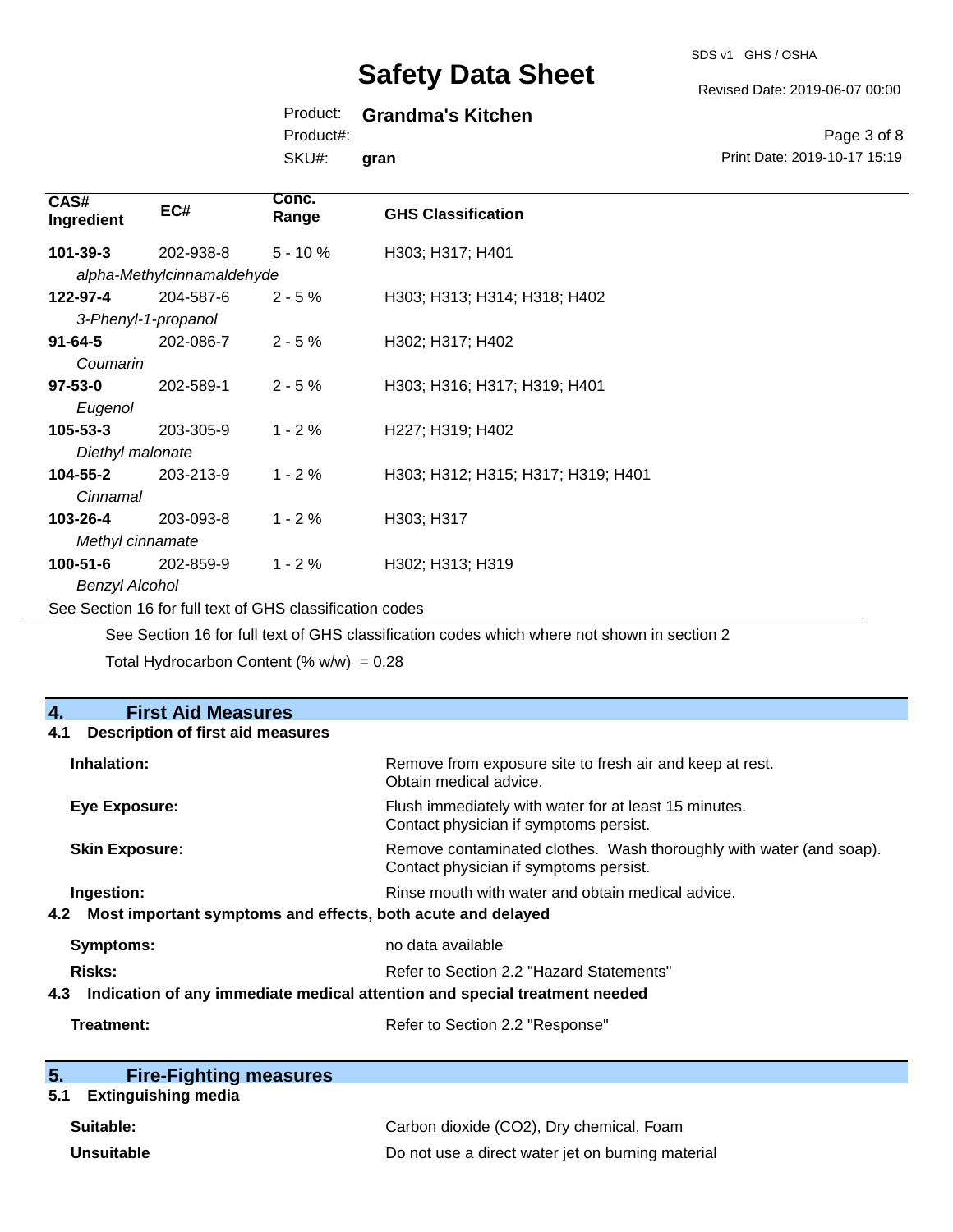| CAS# Ingredient | EC# | Conc. Range | GHS Classification |
|---|---|---|---|
| **101-39-3** *alpha-Methylcinnamaldehyde* | 202-938-8 | 5 - 10 % | H303; H317; H401 |
| **122-97-4** *3-Phenyl-1-propanol* | 204-587-6 | 2 - 5 % | H303; H313; H314; H318; H402 |
| **91-64-5** *Coumarin* | 202-086-7 | 2 - 5 % | H302; H317; H402 |
| **97-53-0** *Eugenol* | 202-589-1 | 2 - 5 % | H303; H316; H317; H319; H401 |
| **105-53-3** *Diethyl malonate* | 203-305-9 | 1 - 2 % | H227; H319; H402 |
| **104-55-2** *Cinnamal* | 203-213-9 | 1 - 2 % | H303; H312; H315; H317; H319; H401 |
| **103-26-4** *Methyl cinnamate* | 203-093-8 | 1 - 2 % | H303; H317 |
| **100-51-6** *Benzyl Alcohol* | 202-859-9 | 1 - 2 % | H302; H313; H319 |

See Section 16 for full text of GHS classification codes

See Section 16 for full text of GHS classification codes which where not shown in section 2

Total Hydrocarbon Content (% w/w) = 0.28

## 4. First Aid Measures

### 4.1 Description of first aid measures

**Inhalation:** Remove from exposure site to fresh air and keep at rest. Obtain medical advice.

**Eye Exposure:** Flush immediately with water for at least 15 minutes. Contact physician if symptoms persist.

**Skin Exposure:** Remove contaminated clothes. Wash thoroughly with water (and soap). Contact physician if symptoms persist.

**Ingestion:** Rinse mouth with water and obtain medical advice.

### 4.2 Most important symptoms and effects, both acute and delayed

**Symptoms:** no data available

**Risks:** Refer to Section 2.2 "Hazard Statements"

### 4.3 Indication of any immediate medical attention and special treatment needed

**Treatment:** Refer to Section 2.2 "Response"

## 5. Fire-Fighting measures

### 5.1 Extinguishing media

**Suitable:** Carbon dioxide ($CO_2$), Dry chemical, Foam

**Unsuitable** Do not use a direct water jet on burning material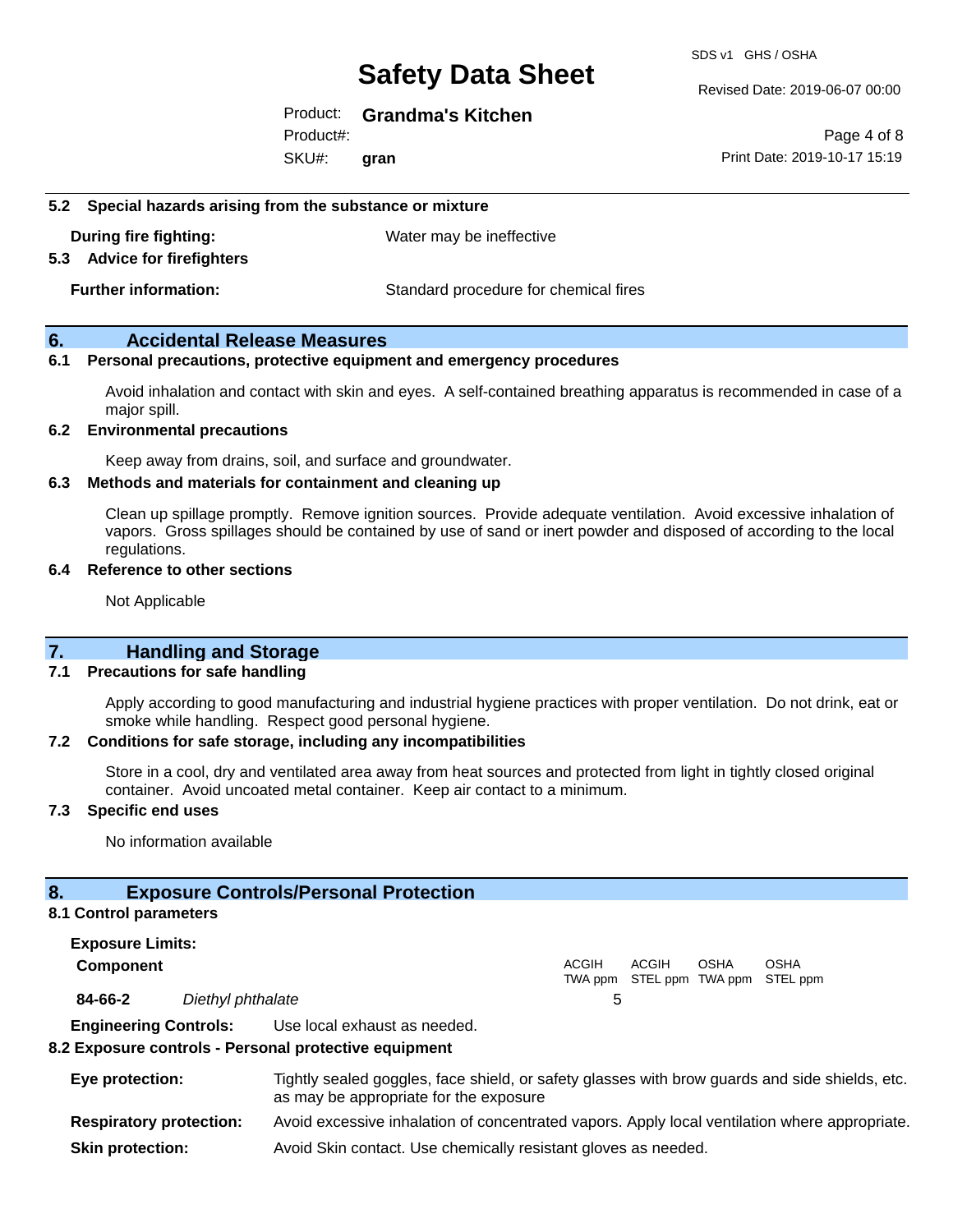### 5.2 Special hazards arising from the substance or mixture

**During fire fighting:** Water may be ineffective

### 5.3 Advice for firefighters

**Further information:** Standard procedure for chemical fires

## 6. Accidental Release Measures

### 6.1 Personal precautions, protective equipment and emergency procedures

Avoid inhalation and contact with skin and eyes. A self-contained breathing apparatus is recommended in case of a major spill.

### 6.2 Environmental precautions

Keep away from drains, soil, and surface and groundwater.

### 6.3 Methods and materials for containment and cleaning up

Clean up spillage promptly. Remove ignition sources. Provide adequate ventilation. Avoid excessive inhalation of vapors. Gross spillages should be contained by use of sand or inert powder and disposed of according to the local regulations.

### 6.4 Reference to other sections

Not Applicable

## 7. Handling and Storage

### 7.1 Precautions for safe handling

Apply according to good manufacturing and industrial hygiene practices with proper ventilation. Do not drink, eat or smoke while handling. Respect good personal hygiene.

### 7.2 Conditions for safe storage, including any incompatibilities

Store in a cool, dry and ventilated area away from heat sources and protected from light in tightly closed original container. Avoid uncoated metal container. Keep air contact to a minimum.

### 7.3 Specific end uses

No information available

## 8. Exposure Controls/Personal Protection

### 8.1 Control parameters

**Exposure Limits:**

| Component | | ACGIH TWA ppm | ACGIH STEL ppm | OSHA TWA ppm | OSHA STEL ppm |
|---|---|---|---|---|---|
| **84-66-2** | *Diethyl phthalate* | 5 | | | |

**Engineering Controls:** Use local exhaust as needed.

### 8.2 Exposure controls - Personal protective equipment

**Eye protection:** Tightly sealed goggles, face shield, or safety glasses with brow guards and side shields, etc. as may be appropriate for the exposure

**Respiratory protection:** Avoid excessive inhalation of concentrated vapors. Apply local ventilation where appropriate.

**Skin protection:** Avoid Skin contact. Use chemically resistant gloves as needed.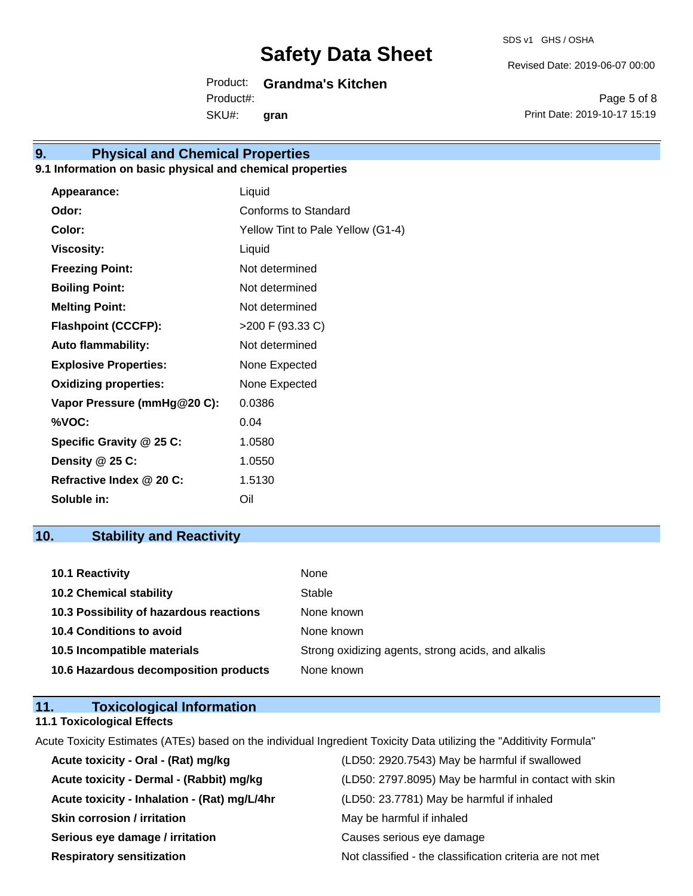## 9. Physical and Chemical Properties

### 9.1 Information on basic physical and chemical properties

| | |
|---|---|
| **Appearance:** | Liquid |
| **Odor:** | Conforms to Standard |
| **Color:** | Yellow Tint to Pale Yellow (G1-4) |
| **Viscosity:** | Liquid |
| **Freezing Point:** | Not determined |
| **Boiling Point:** | Not determined |
| **Melting Point:** | Not determined |
| **Flashpoint (CCCFP):** | >200 F (93.33 C) |
| **Auto flammability:** | Not determined |
| **Explosive Properties:** | None Expected |
| **Oxidizing properties:** | None Expected |
| **Vapor Pressure (mmHg@20 C):** | 0.0386 |
| **%VOC:** | 0.04 |
| **Specific Gravity @ 25 C:** | 1.0580 |
| **Density @ 25 C:** | 1.0550 |
| **Refractive Index @ 20 C:** | 1.5130 |
| **Soluble in:** | Oil |

## 10. Stability and Reactivity

| | |
|---|---|
| **10.1 Reactivity** | None |
| **10.2 Chemical stability** | Stable |
| **10.3 Possibility of hazardous reactions** | None known |
| **10.4 Conditions to avoid** | None known |
| **10.5 Incompatible materials** | Strong oxidizing agents, strong acids, and alkalis |
| **10.6 Hazardous decomposition products** | None known |

## 11. Toxicological Information

### 11.1 Toxicological Effects

Acute Toxicity Estimates (ATEs) based on the individual Ingredient Toxicity Data utilizing the "Additivity Formula"

| | |
|---|---|
| **Acute toxicity - Oral - (Rat) mg/kg** | (LD50: 2920.7543) May be harmful if swallowed |
| **Acute toxicity - Dermal - (Rabbit) mg/kg** | (LD50: 2797.8095) May be harmful in contact with skin |
| **Acute toxicity - Inhalation - (Rat) mg/L/4hr** | (LD50: 23.7781) May be harmful if inhaled |
| **Skin corrosion / irritation** | May be harmful if inhaled |
| **Serious eye damage / irritation** | Causes serious eye damage |
| **Respiratory sensitization** | Not classified - the classification criteria are not met |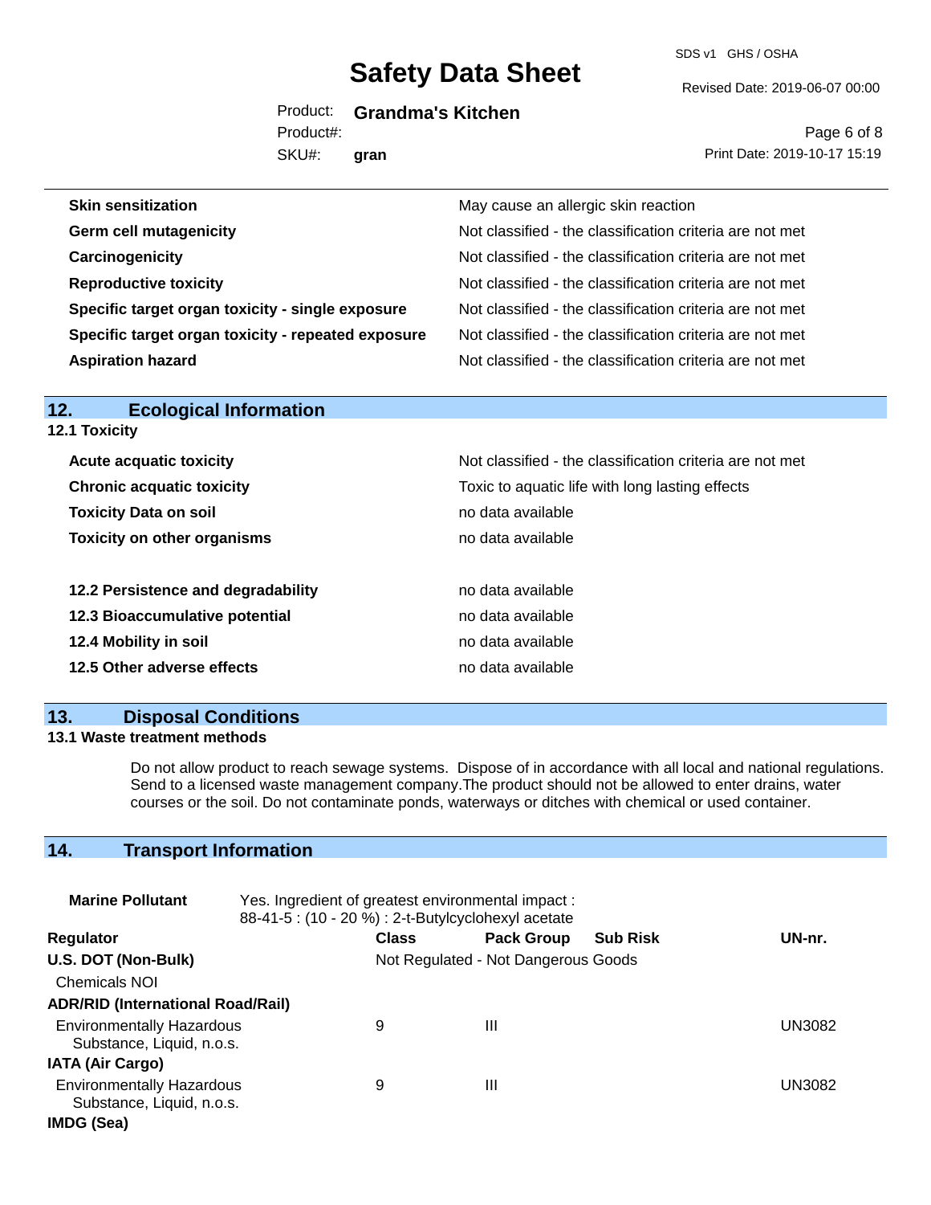| | |
|---|---|
| **Skin sensitization** | May cause an allergic skin reaction |
| **Germ cell mutagenicity** | Not classified - the classification criteria are not met |
| **Carcinogenicity** | Not classified - the classification criteria are not met |
| **Reproductive toxicity** | Not classified - the classification criteria are not met |
| **Specific target organ toxicity - single exposure** | Not classified - the classification criteria are not met |
| **Specific target organ toxicity - repeated exposure** | Not classified - the classification criteria are not met |
| **Aspiration hazard** | Not classified - the classification criteria are not met |

## 12. Ecological Information

### 12.1 Toxicity

| | |
|---|---|
| **Acute acquatic toxicity** | Not classified - the classification criteria are not met |
| **Chronic acquatic toxicity** | Toxic to aquatic life with long lasting effects |
| **Toxicity Data on soil** | no data available |
| **Toxicity on other organisms** | no data available |

| | |
|---|---|
| **12.2 Persistence and degradability** | no data available |
| **12.3 Bioaccumulative potential** | no data available |
| **12.4 Mobility in soil** | no data available |
| **12.5 Other adverse effects** | no data available |

## 13. Disposal Conditions

### 13.1 Waste treatment methods

Do not allow product to reach sewage systems. Dispose of in accordance with all local and national regulations. Send to a licensed waste management company.The product should not be allowed to enter drains, water courses or the soil. Do not contaminate ponds, waterways or ditches with chemical or used container.

## 14. Transport Information

**Marine Pollutant** Yes. Ingredient of greatest environmental impact : 88-41-5 : (10 - 20 %) : 2-t-Butylcyclohexyl acetate

| Regulator | Class | Pack Group | Sub Risk | UN-nr. |
|---|---|---|---|---|
| **U.S. DOT (Non-Bulk)** | Not Regulated - Not Dangerous Goods | | | |
| Chemicals NOI | | | | |
| **ADR/RID (International Road/Rail)** | | | | |
| Environmentally Hazardous Substance, Liquid, n.o.s. | 9 | III | | UN3082 |
| **IATA (Air Cargo)** | | | | |
| Environmentally Hazardous Substance, Liquid, n.o.s. | 9 | III | | UN3082 |
| **IMDG (Sea)** | | | | |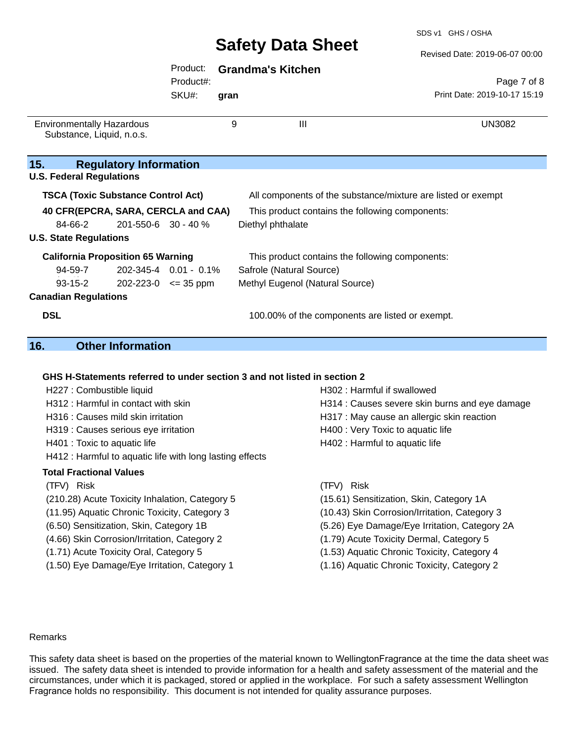| | | | |
|---|---|---|---|
| Environmentally Hazardous Substance, Liquid, n.o.s. | 9 | III | UN3082 |

## 15. Regulatory Information

**U.S. Federal Regulations**

**TSCA (Toxic Substance Control Act)** All components of the substance/mixture are listed or exempt

**40 CFR(EPCRA, SARA, CERCLA and CAA)** This product contains the following components:

| | | | |
|---|---|---|---|
| 84-66-2 | 201-550-6 | 30 - 40 % | Diethyl phthalate |

**U.S. State Regulations**

**California Proposition 65 Warning** This product contains the following components:

| | | | |
|---|---|---|---|
| 94-59-7 | 202-345-4 | 0.01 - 0.1% | Safrole (Natural Source) |
| 93-15-2 | 202-223-0 | <= 35 ppm | Methyl Eugenol (Natural Source) |

**Canadian Regulations**

**DSL** 100.00% of the components are listed or exempt.

## 16. Other Information

**GHS H-Statements referred to under section 3 and not listed in section 2**

H227 : Combustible liquid
H302 : Harmful if swallowed
H312 : Harmful in contact with skin
H314 : Causes severe skin burns and eye damage
H316 : Causes mild skin irritation
H317 : May cause an allergic skin reaction
H319 : Causes serious eye irritation
H400 : Very Toxic to aquatic life
H401 : Toxic to aquatic life
H402 : Harmful to aquatic life
H412 : Harmful to aquatic life with long lasting effects

**Total Fractional Values**

| (TFV) Risk | (TFV) Risk |
|---|---|
| (210.28) Acute Toxicity Inhalation, Category 5 | (15.61) Sensitization, Skin, Category 1A |
| (11.95) Aquatic Chronic Toxicity, Category 3 | (10.43) Skin Corrosion/Irritation, Category 3 |
| (6.50) Sensitization, Skin, Category 1B | (5.26) Eye Damage/Eye Irritation, Category 2A |
| (4.66) Skin Corrosion/Irritation, Category 2 | (1.79) Acute Toxicity Dermal, Category 5 |
| (1.71) Acute Toxicity Oral, Category 5 | (1.53) Aquatic Chronic Toxicity, Category 4 |
| (1.50) Eye Damage/Eye Irritation, Category 1 | (1.16) Aquatic Chronic Toxicity, Category 2 |

Remarks

This safety data sheet is based on the properties of the material known to WellingtonFragrance at the time the data sheet was issued. The safety data sheet is intended to provide information for a health and safety assessment of the material and the circumstances, under which it is packaged, stored or applied in the workplace. For such a safety assessment Wellington Fragrance holds no responsibility. This document is not intended for quality assurance purposes.